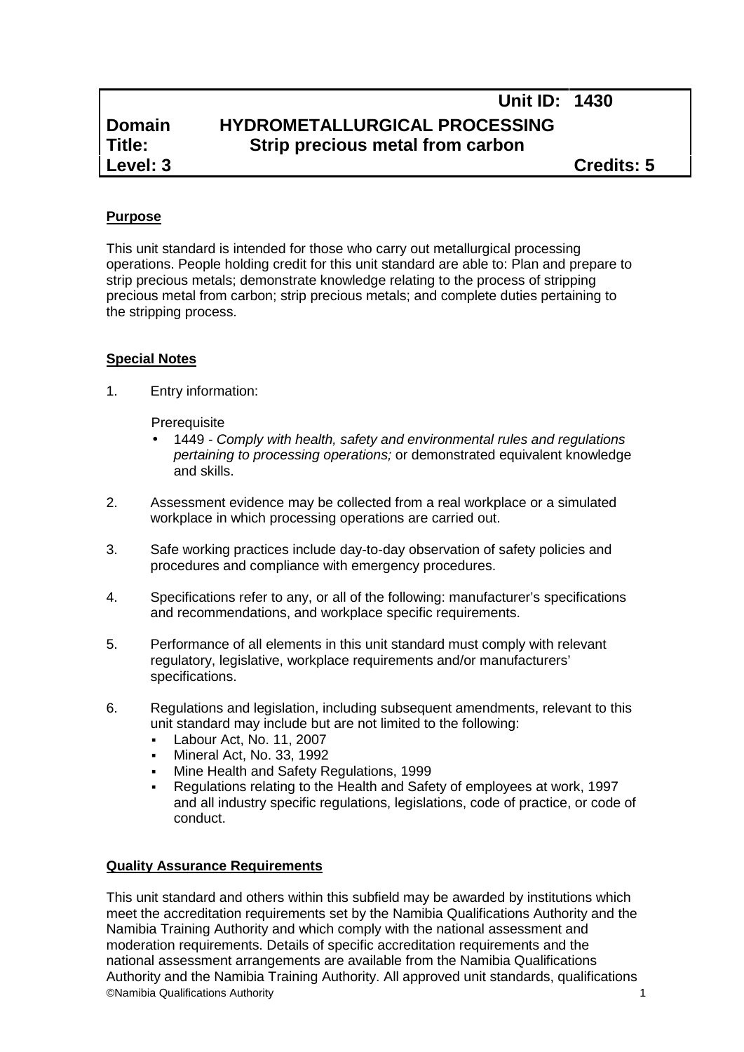| | | Unit ID: 1430 |
|---|---|---|
| **Domain** | **HYDROMETALLURGICAL PROCESSING** | |
| **Title:** | **Strip precious metal from carbon** | |
| **Level: 3** | | **Credits: 5** |

**Purpose**

This unit standard is intended for those who carry out metallurgical processing operations. People holding credit for this unit standard are able to: Plan and prepare to strip precious metals; demonstrate knowledge relating to the process of stripping precious metal from carbon; strip precious metals; and complete duties pertaining to the stripping process.

**Special Notes**

1. Entry information:

   Prerequisite
   - 1449 - *Comply with health, safety and environmental rules and regulations pertaining to processing operations;* or demonstrated equivalent knowledge and skills.

2. Assessment evidence may be collected from a real workplace or a simulated workplace in which processing operations are carried out.

3. Safe working practices include day-to-day observation of safety policies and procedures and compliance with emergency procedures.

4. Specifications refer to any, or all of the following: manufacturer's specifications and recommendations, and workplace specific requirements.

5. Performance of all elements in this unit standard must comply with relevant regulatory, legislative, workplace requirements and/or manufacturers' specifications.

6. Regulations and legislation, including subsequent amendments, relevant to this unit standard may include but are not limited to the following:
   - Labour Act, No. 11, 2007
   - Mineral Act, No. 33, 1992
   - Mine Health and Safety Regulations, 1999
   - Regulations relating to the Health and Safety of employees at work, 1997 and all industry specific regulations, legislations, code of practice, or code of conduct.

**Quality Assurance Requirements**

This unit standard and others within this subfield may be awarded by institutions which meet the accreditation requirements set by the Namibia Qualifications Authority and the Namibia Training Authority and which comply with the national assessment and moderation requirements. Details of specific accreditation requirements and the national assessment arrangements are available from the Namibia Qualifications Authority and the Namibia Training Authority. All approved unit standards, qualifications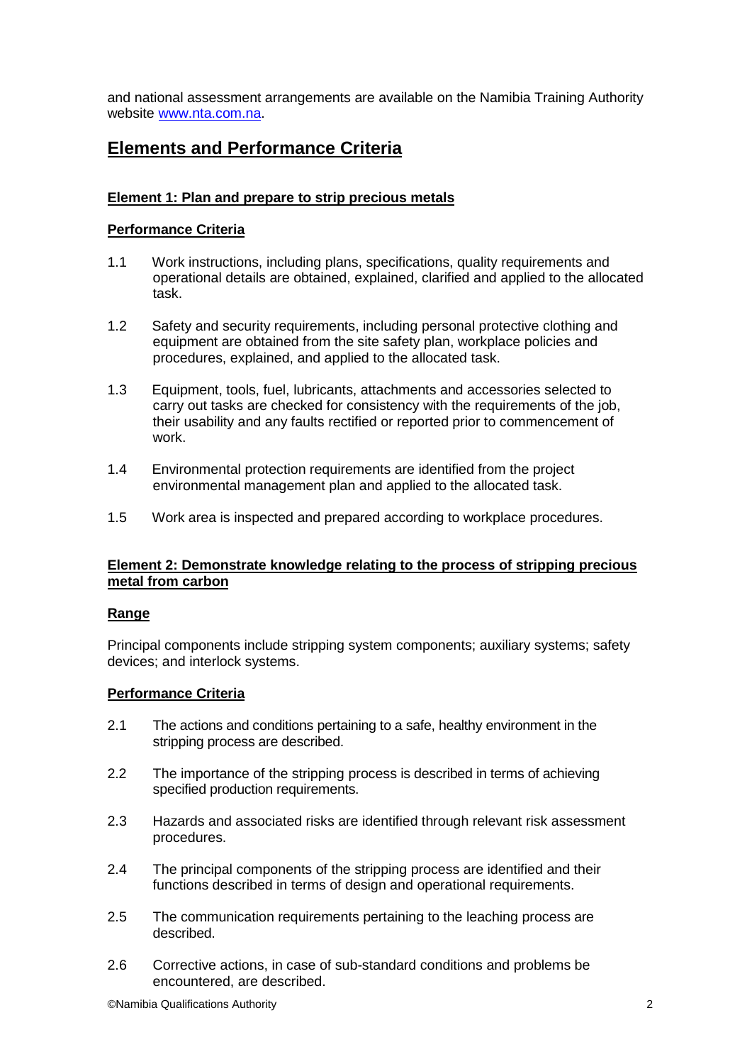and national assessment arrangements are available on the Namibia Training Authority website [www.nta.com.na](http://www.nta.com.na).

## Elements and Performance Criteria

### Element 1: Plan and prepare to strip precious metals

#### Performance Criteria

1.1 Work instructions, including plans, specifications, quality requirements and operational details are obtained, explained, clarified and applied to the allocated task.

1.2 Safety and security requirements, including personal protective clothing and equipment are obtained from the site safety plan, workplace policies and procedures, explained, and applied to the allocated task.

1.3 Equipment, tools, fuel, lubricants, attachments and accessories selected to carry out tasks are checked for consistency with the requirements of the job, their usability and any faults rectified or reported prior to commencement of work.

1.4 Environmental protection requirements are identified from the project environmental management plan and applied to the allocated task.

1.5 Work area is inspected and prepared according to workplace procedures.

### Element 2: Demonstrate knowledge relating to the process of stripping precious metal from carbon

#### Range

Principal components include stripping system components; auxiliary systems; safety devices; and interlock systems.

#### Performance Criteria

2.1 The actions and conditions pertaining to a safe, healthy environment in the stripping process are described.

2.2 The importance of the stripping process is described in terms of achieving specified production requirements.

2.3 Hazards and associated risks are identified through relevant risk assessment procedures.

2.4 The principal components of the stripping process are identified and their functions described in terms of design and operational requirements.

2.5 The communication requirements pertaining to the leaching process are described.

2.6 Corrective actions, in case of sub-standard conditions and problems be encountered, are described.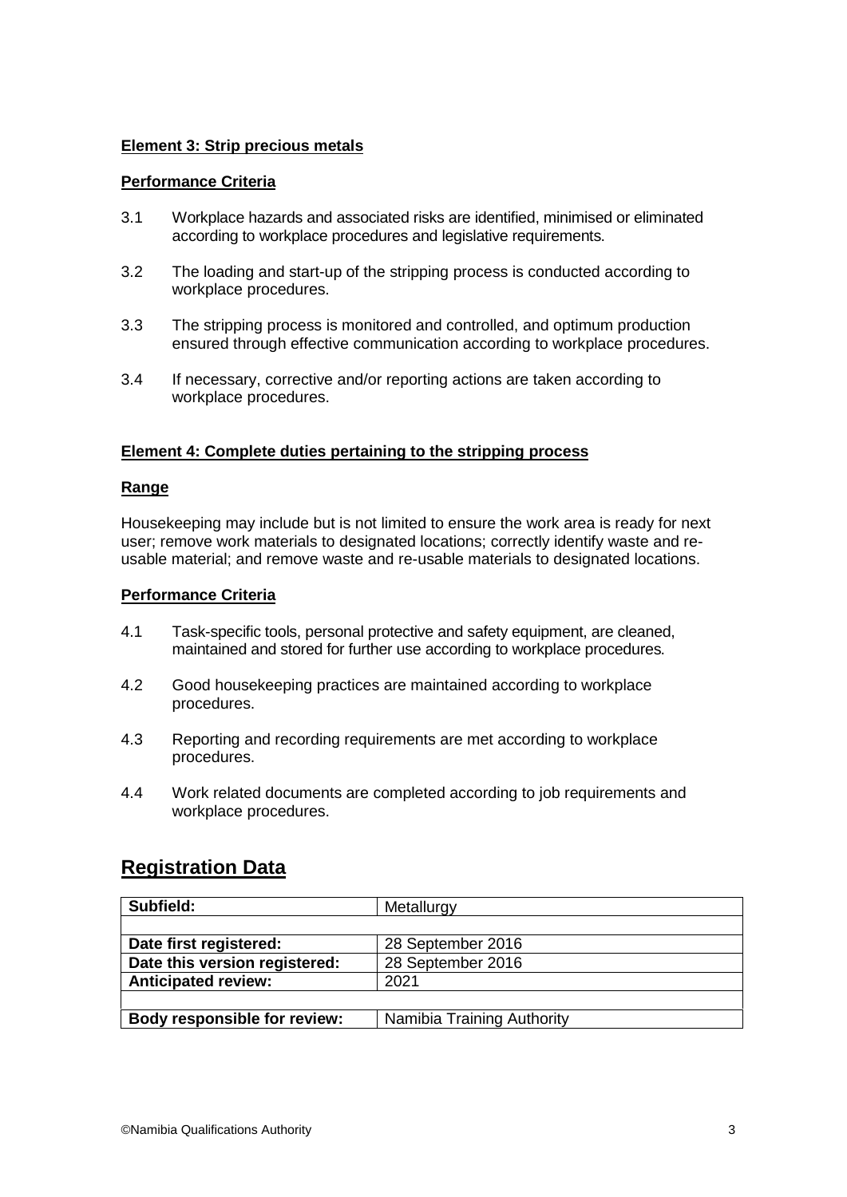**Element 3: Strip precious metals**

**Performance Criteria**

3.1 Workplace hazards and associated risks are identified, minimised or eliminated according to workplace procedures and legislative requirements.

3.2 The loading and start-up of the stripping process is conducted according to workplace procedures.

3.3 The stripping process is monitored and controlled, and optimum production ensured through effective communication according to workplace procedures.

3.4 If necessary, corrective and/or reporting actions are taken according to workplace procedures.

**Element 4: Complete duties pertaining to the stripping process**

**Range**

Housekeeping may include but is not limited to ensure the work area is ready for next user; remove work materials to designated locations; correctly identify waste and re-usable material; and remove waste and re-usable materials to designated locations.

**Performance Criteria**

4.1 Task-specific tools, personal protective and safety equipment, are cleaned, maintained and stored for further use according to workplace procedures.

4.2 Good housekeeping practices are maintained according to workplace procedures.

4.3 Reporting and recording requirements are met according to workplace procedures.

4.4 Work related documents are completed according to job requirements and workplace procedures.

# Registration Data

| | |
|---|---|
| **Subfield:** | Metallurgy |
| | |
| **Date first registered:** | 28 September 2016 |
| **Date this version registered:** | 28 September 2016 |
| **Anticipated review:** | 2021 |
| | |
| **Body responsible for review:** | Namibia Training Authority |